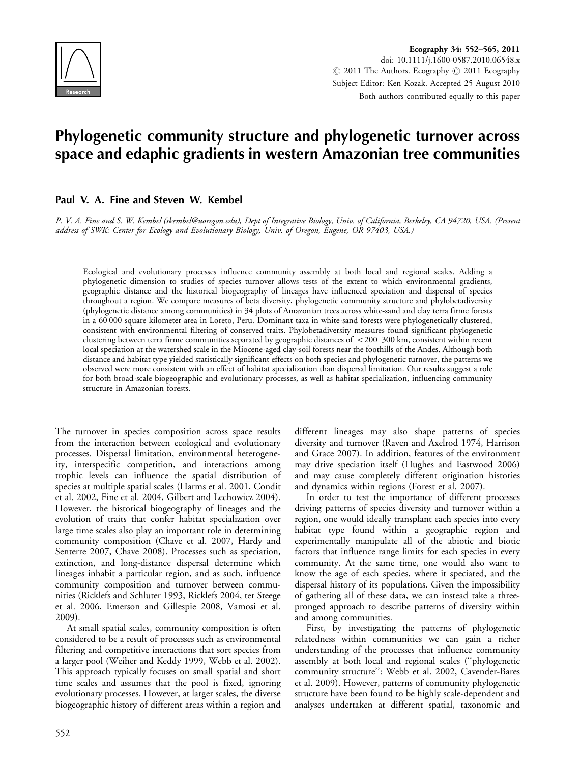Ecography 34: 552–565, 2011
doi: 10.1111/j.1600-0587.2010.06548.x
© 2011 The Authors. Ecography © 2011 Ecography
Subject Editor: Ken Kozak. Accepted 25 August 2010
Both authors contributed equally to this paper

# Phylogenetic community structure and phylogenetic turnover across space and edaphic gradients in western Amazonian tree communities

**Paul V. A. Fine and Steven W. Kembel**

*P. V. A. Fine and S. W. Kembel (skembel@uoregon.edu), Dept of Integrative Biology, Univ. of California, Berkeley, CA 94720, USA. (Present address of SWK: Center for Ecology and Evolutionary Biology, Univ. of Oregon, Eugene, OR 97403, USA.)*

Ecological and evolutionary processes influence community assembly at both local and regional scales. Adding a phylogenetic dimension to studies of species turnover allows tests of the extent to which environmental gradients, geographic distance and the historical biogeography of lineages have influenced speciation and dispersal of species throughout a region. We compare measures of beta diversity, phylogenetic community structure and phylobetadiversity (phylogenetic distance among communities) in 34 plots of Amazonian trees across white-sand and clay terra firme forests in a 60 000 square kilometer area in Loreto, Peru. Dominant taxa in white-sand forests were phylogenetically clustered, consistent with environmental filtering of conserved traits. Phylobetadiversity measures found significant phylogenetic clustering between terra firme communities separated by geographic distances of <200–300 km, consistent within recent local speciation at the watershed scale in the Miocene-aged clay-soil forests near the foothills of the Andes. Although both distance and habitat type yielded statistically significant effects on both species and phylogenetic turnover, the patterns we observed were more consistent with an effect of habitat specialization than dispersal limitation. Our results suggest a role for both broad-scale biogeographic and evolutionary processes, as well as habitat specialization, influencing community structure in Amazonian forests.

The turnover in species composition across space results from the interaction between ecological and evolutionary processes. Dispersal limitation, environmental heterogeneity, interspecific competition, and interactions among trophic levels can influence the spatial distribution of species at multiple spatial scales (Harms et al. 2001, Condit et al. 2002, Fine et al. 2004, Gilbert and Lechowicz 2004). However, the historical biogeography of lineages and the evolution of traits that confer habitat specialization over large time scales also play an important role in determining community composition (Chave et al. 2007, Hardy and Senterre 2007, Chave 2008). Processes such as speciation, extinction, and long-distance dispersal determine which lineages inhabit a particular region, and as such, influence community composition and turnover between communities (Ricklefs and Schluter 1993, Ricklefs 2004, ter Steege et al. 2006, Emerson and Gillespie 2008, Vamosi et al. 2009).

At small spatial scales, community composition is often considered to be a result of processes such as environmental filtering and competitive interactions that sort species from a larger pool (Weiher and Keddy 1999, Webb et al. 2002). This approach typically focuses on small spatial and short time scales and assumes that the pool is fixed, ignoring evolutionary processes. However, at larger scales, the diverse biogeographic history of different areas within a region and different lineages may also shape patterns of species diversity and turnover (Raven and Axelrod 1974, Harrison and Grace 2007). In addition, features of the environment may drive speciation itself (Hughes and Eastwood 2006) and may cause completely different origination histories and dynamics within regions (Forest et al. 2007).

In order to test the importance of different processes driving patterns of species diversity and turnover within a region, one would ideally transplant each species into every habitat type found within a geographic region and experimentally manipulate all of the abiotic and biotic factors that influence range limits for each species in every community. At the same time, one would also want to know the age of each species, where it speciated, and the dispersal history of its populations. Given the impossibility of gathering all of these data, we can instead take a three-pronged approach to describe patterns of diversity within and among communities.

First, by investigating the patterns of phylogenetic relatedness within communities we can gain a richer understanding of the processes that influence community assembly at both local and regional scales ("phylogenetic community structure": Webb et al. 2002, Cavender-Bares et al. 2009). However, patterns of community phylogenetic structure have been found to be highly scale-dependent and analyses undertaken at different spatial, taxonomic and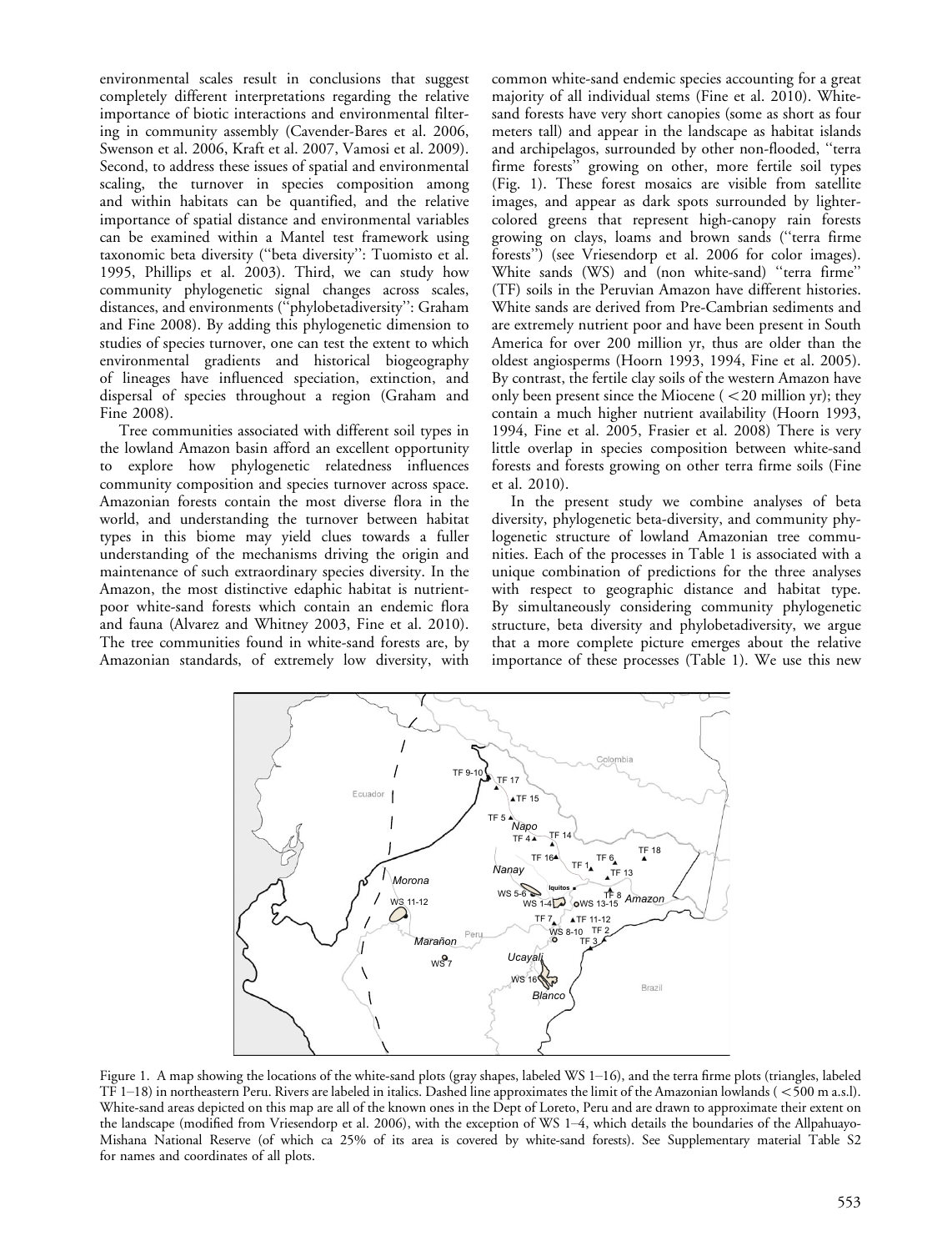environmental scales result in conclusions that suggest completely different interpretations regarding the relative importance of biotic interactions and environmental filtering in community assembly (Cavender-Bares et al. 2006, Swenson et al. 2006, Kraft et al. 2007, Vamosi et al. 2009). Second, to address these issues of spatial and environmental scaling, the turnover in species composition among and within habitats can be quantified, and the relative importance of spatial distance and environmental variables can be examined within a Mantel test framework using taxonomic beta diversity (''beta diversity'': Tuomisto et al. 1995, Phillips et al. 2003). Third, we can study how community phylogenetic signal changes across scales, distances, and environments (''phylobetadiversity'': Graham and Fine 2008). By adding this phylogenetic dimension to studies of species turnover, one can test the extent to which environmental gradients and historical biogeography of lineages have influenced speciation, extinction, and dispersal of species throughout a region (Graham and Fine 2008).

Tree communities associated with different soil types in the lowland Amazon basin afford an excellent opportunity to explore how phylogenetic relatedness influences community composition and species turnover across space. Amazonian forests contain the most diverse flora in the world, and understanding the turnover between habitat types in this biome may yield clues towards a fuller understanding of the mechanisms driving the origin and maintenance of such extraordinary species diversity. In the Amazon, the most distinctive edaphic habitat is nutrient-poor white-sand forests which contain an endemic flora and fauna (Alvarez and Whitney 2003, Fine et al. 2010). The tree communities found in white-sand forests are, by Amazonian standards, of extremely low diversity, with common white-sand endemic species accounting for a great majority of all individual stems (Fine et al. 2010). White-sand forests have very short canopies (some as short as four meters tall) and appear in the landscape as habitat islands and archipelagos, surrounded by other non-flooded, ''terra firme forests'' growing on other, more fertile soil types (Fig. 1). These forest mosaics are visible from satellite images, and appear as dark spots surrounded by lighter-colored greens that represent high-canopy rain forests growing on clays, loams and brown sands (''terra firme forests'') (see Vriesendorp et al. 2006 for color images). White sands (WS) and (non white-sand) ''terra firme'' (TF) soils in the Peruvian Amazon have different histories. White sands are derived from Pre-Cambrian sediments and are extremely nutrient poor and have been present in South America for over 200 million yr, thus are older than the oldest angiosperms (Hoorn 1993, 1994, Fine et al. 2005). By contrast, the fertile clay soils of the western Amazon have only been present since the Miocene ( <20 million yr); they contain a much higher nutrient availability (Hoorn 1993, 1994, Fine et al. 2005, Frasier et al. 2008) There is very little overlap in species composition between white-sand forests and forests growing on other terra firme soils (Fine et al. 2010).

In the present study we combine analyses of beta diversity, phylogenetic beta-diversity, and community phylogenetic structure of lowland Amazonian tree communities. Each of the processes in Table 1 is associated with a unique combination of predictions for the three analyses with respect to geographic distance and habitat type. By simultaneously considering community phylogenetic structure, beta diversity and phylobetadiversity, we argue that a more complete picture emerges about the relative importance of these processes (Table 1). We use this new

Figure 1. A map showing the locations of the white-sand plots (gray shapes, labeled WS 1–16), and the terra firme plots (triangles, labeled TF 1–18) in northeastern Peru. Rivers are labeled in italics. Dashed line approximates the limit of the Amazonian lowlands ( <500 m a.s.l). White-sand areas depicted on this map are all of the known ones in the Dept of Loreto, Peru and are drawn to approximate their extent on the landscape (modified from Vriesendorp et al. 2006), with the exception of WS 1–4, which details the boundaries of the Allpahuayo-Mishana National Reserve (of which ca 25% of its area is covered by white-sand forests). See Supplementary material Table S2 for names and coordinates of all plots.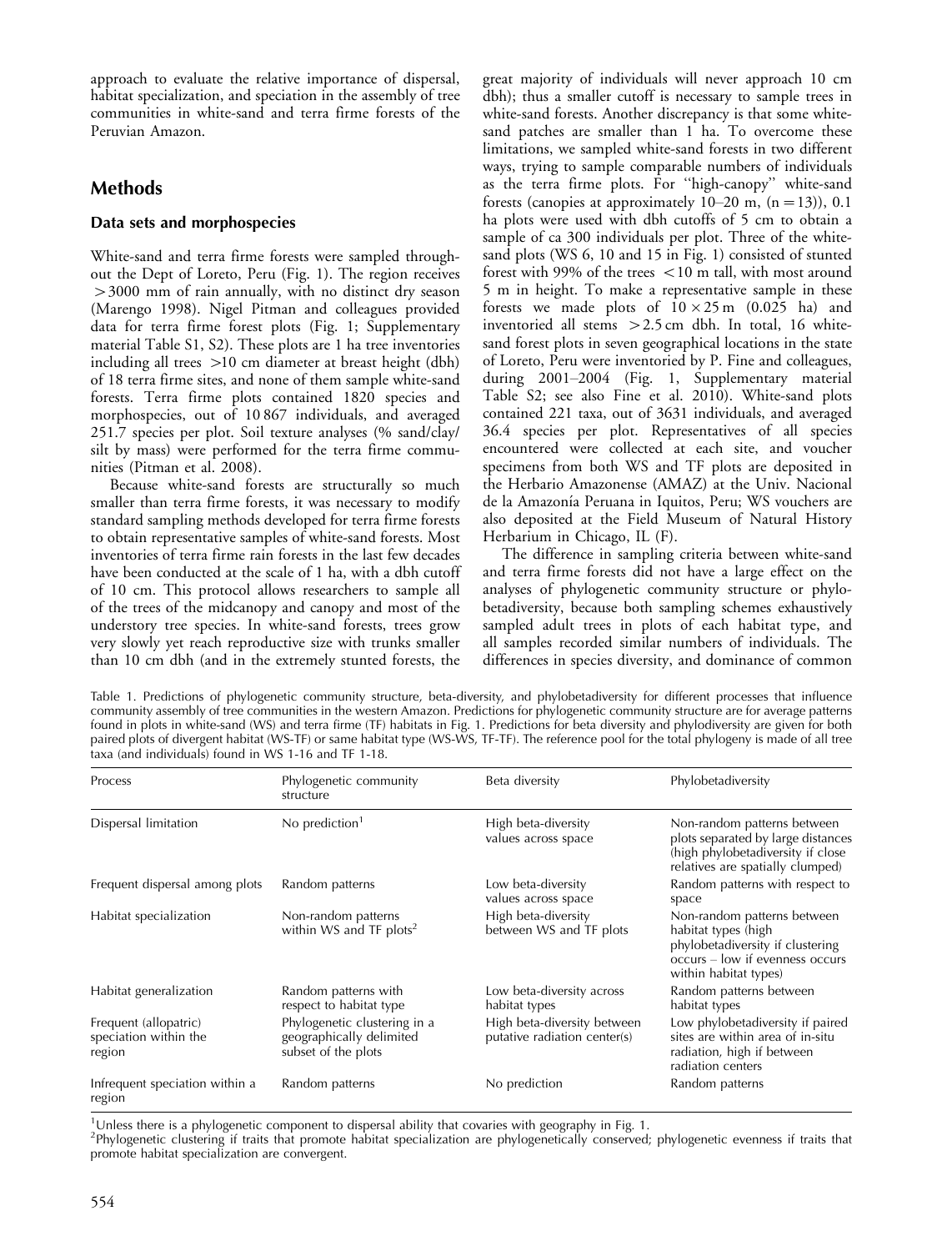approach to evaluate the relative importance of dispersal, habitat specialization, and speciation in the assembly of tree communities in white-sand and terra firme forests of the Peruvian Amazon.

## Methods

### Data sets and morphospecies

White-sand and terra firme forests were sampled throughout the Dept of Loreto, Peru (Fig. 1). The region receives >3000 mm of rain annually, with no distinct dry season (Marengo 1998). Nigel Pitman and colleagues provided data for terra firme forest plots (Fig. 1; Supplementary material Table S1, S2). These plots are 1 ha tree inventories including all trees >10 cm diameter at breast height (dbh) of 18 terra firme sites, and none of them sample white-sand forests. Terra firme plots contained 1820 species and morphospecies, out of 10 867 individuals, and averaged 251.7 species per plot. Soil texture analyses (% sand/clay/silt by mass) were performed for the terra firme communities (Pitman et al. 2008).

Because white-sand forests are structurally so much smaller than terra firme forests, it was necessary to modify standard sampling methods developed for terra firme forests to obtain representative samples of white-sand forests. Most inventories of terra firme rain forests in the last few decades have been conducted at the scale of 1 ha, with a dbh cutoff of 10 cm. This protocol allows researchers to sample all of the trees of the midcanopy and canopy and most of the understory tree species. In white-sand forests, trees grow very slowly yet reach reproductive size with trunks smaller than 10 cm dbh (and in the extremely stunted forests, the great majority of individuals will never approach 10 cm dbh); thus a smaller cutoff is necessary to sample trees in white-sand forests. Another discrepancy is that some white-sand patches are smaller than 1 ha. To overcome these limitations, we sampled white-sand forests in two different ways, trying to sample comparable numbers of individuals as the terra firme plots. For ''high-canopy'' white-sand forests (canopies at approximately 10–20 m, (n = 13)), 0.1 ha plots were used with dbh cutoffs of 5 cm to obtain a sample of ca 300 individuals per plot. Three of the white-sand plots (WS 6, 10 and 15 in Fig. 1) consisted of stunted forest with 99% of the trees <10 m tall, with most around 5 m in height. To make a representative sample in these forests we made plots of $10 \times 25$ m (0.025 ha) and inventoried all stems >2.5 cm dbh. In total, 16 white-sand forest plots in seven geographical locations in the state of Loreto, Peru were inventoried by P. Fine and colleagues, during 2001–2004 (Fig. 1, Supplementary material Table S2; see also Fine et al. 2010). White-sand plots contained 221 taxa, out of 3631 individuals, and averaged 36.4 species per plot. Representatives of all species encountered were collected at each site, and voucher specimens from both WS and TF plots are deposited in the Herbario Amazonense (AMAZ) at the Univ. Nacional de la Amazonía Peruana in Iquitos, Peru; WS vouchers are also deposited at the Field Museum of Natural History Herbarium in Chicago, IL (F).

The difference in sampling criteria between white-sand and terra firme forests did not have a large effect on the analyses of phylogenetic community structure or phylobetadiversity, because both sampling schemes exhaustively sampled adult trees in plots of each habitat type, and all samples recorded similar numbers of individuals. The differences in species diversity, and dominance of common

Table 1. Predictions of phylogenetic community structure, beta-diversity, and phylobetadiversity for different processes that influence community assembly of tree communities in the western Amazon. Predictions for phylogenetic community structure are for average patterns found in plots in white-sand (WS) and terra firme (TF) habitats in Fig. 1. Predictions for beta diversity and phylodiversity are given for both paired plots of divergent habitat (WS-TF) or same habitat type (WS-WS, TF-TF). The reference pool for the total phylogeny is made of all tree taxa (and individuals) found in WS 1-16 and TF 1-18.

| Process | Phylogenetic community structure | Beta diversity | Phylobetadiversity |
|---|---|---|---|
| Dispersal limitation | No prediction[1] | High beta-diversity values across space | Non-random patterns between plots separated by large distances (high phylobetadiversity if close relatives are spatially clumped) |
| Frequent dispersal among plots | Random patterns | Low beta-diversity values across space | Random patterns with respect to space |
| Habitat specialization | Non-random patterns within WS and TF plots[2] | High beta-diversity between WS and TF plots | Non-random patterns between habitat types (high phylobetadiversity if clustering occurs – low if evenness occurs within habitat types) |
| Habitat generalization | Random patterns with respect to habitat type | Low beta-diversity across habitat types | Random patterns between habitat types |
| Frequent (allopatric) speciation within the region | Phylogenetic clustering in a geographically delimited subset of the plots | High beta-diversity between putative radiation center(s) | Low phylobetadiversity if paired sites are within area of in-situ radiation, high if between radiation centers |
| Infrequent speciation within a region | Random patterns | No prediction | Random patterns |

[1]Unless there is a phylogenetic component to dispersal ability that covaries with geography in Fig. 1.
[2]Phylogenetic clustering if traits that promote habitat specialization are phylogenetically conserved; phylogenetic evenness if traits that promote habitat specialization are convergent.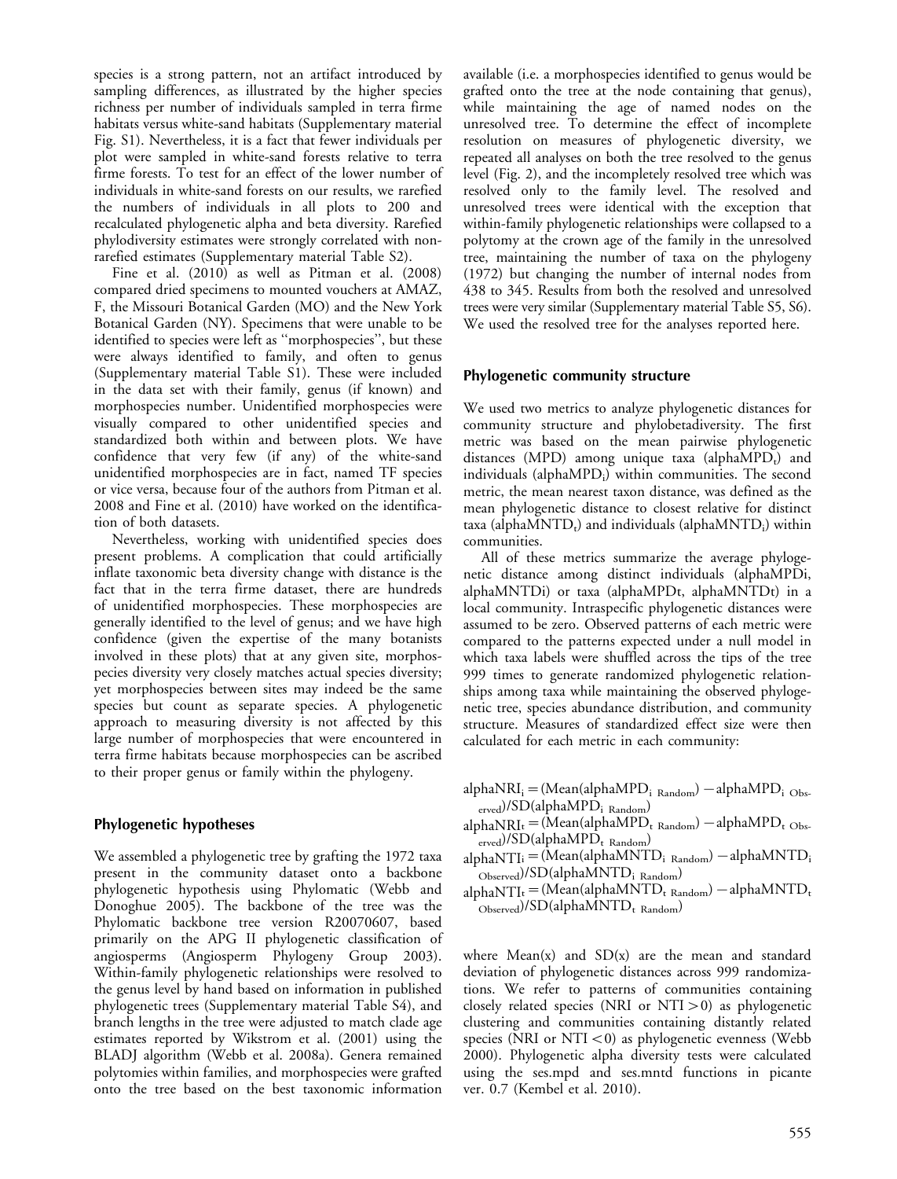species is a strong pattern, not an artifact introduced by sampling differences, as illustrated by the higher species richness per number of individuals sampled in terra firme habitats versus white-sand habitats (Supplementary material Fig. S1). Nevertheless, it is a fact that fewer individuals per plot were sampled in white-sand forests relative to terra firme forests. To test for an effect of the lower number of individuals in white-sand forests on our results, we rarefied the numbers of individuals in all plots to 200 and recalculated phylogenetic alpha and beta diversity. Rarefied phylodiversity estimates were strongly correlated with non-rarefied estimates (Supplementary material Table S2).

Fine et al. (2010) as well as Pitman et al. (2008) compared dried specimens to mounted vouchers at AMAZ, F, the Missouri Botanical Garden (MO) and the New York Botanical Garden (NY). Specimens that were unable to be identified to species were left as "morphospecies", but these were always identified to family, and often to genus (Supplementary material Table S1). These were included in the data set with their family, genus (if known) and morphospecies number. Unidentified morphospecies were visually compared to other unidentified species and standardized both within and between plots. We have confidence that very few (if any) of the white-sand unidentified morphospecies are in fact, named TF species or vice versa, because four of the authors from Pitman et al. 2008 and Fine et al. (2010) have worked on the identification of both datasets.

Nevertheless, working with unidentified species does present problems. A complication that could artificially inflate taxonomic beta diversity change with distance is the fact that in the terra firme dataset, there are hundreds of unidentified morphospecies. These morphospecies are generally identified to the level of genus; and we have high confidence (given the expertise of the many botanists involved in these plots) that at any given site, morphospecies diversity very closely matches actual species diversity; yet morphospecies between sites may indeed be the same species but count as separate species. A phylogenetic approach to measuring diversity is not affected by this large number of morphospecies that were encountered in terra firme habitats because morphospecies can be ascribed to their proper genus or family within the phylogeny.

### Phylogenetic hypotheses

We assembled a phylogenetic tree by grafting the 1972 taxa present in the community dataset onto a backbone phylogenetic hypothesis using Phylomatic (Webb and Donoghue 2005). The backbone of the tree was the Phylomatic backbone tree version R20070607, based primarily on the APG II phylogenetic classification of angiosperms (Angiosperm Phylogeny Group 2003). Within-family phylogenetic relationships were resolved to the genus level by hand based on information in published phylogenetic trees (Supplementary material Table S4), and branch lengths in the tree were adjusted to match clade age estimates reported by Wikstrom et al. (2001) using the BLADJ algorithm (Webb et al. 2008a). Genera remained polytomies within families, and morphospecies were grafted onto the tree based on the best taxonomic information available (i.e. a morphospecies identified to genus would be grafted onto the tree at the node containing that genus), while maintaining the age of named nodes on the unresolved tree. To determine the effect of incomplete resolution on measures of phylogenetic diversity, we repeated all analyses on both the tree resolved to the genus level (Fig. 2), and the incompletely resolved tree which was resolved only to the family level. The resolved and unresolved trees were identical with the exception that within-family phylogenetic relationships were collapsed to a polytomy at the crown age of the family in the unresolved tree, maintaining the number of taxa on the phylogeny (1972) but changing the number of internal nodes from 438 to 345. Results from both the resolved and unresolved trees were very similar (Supplementary material Table S5, S6). We used the resolved tree for the analyses reported here.

### Phylogenetic community structure

We used two metrics to analyze phylogenetic distances for community structure and phylobetadiversity. The first metric was based on the mean pairwise phylogenetic distances (MPD) among unique taxa ($alphaMPD_t$) and individuals ($alphaMPD_i$) within communities. The second metric, the mean nearest taxon distance, was defined as the mean phylogenetic distance to closest relative for distinct taxa ($alphaMNTD_t$) and individuals ($alphaMNTD_i$) within communities.

All of these metrics summarize the average phylogenetic distance among distinct individuals (alphaMPDi, alphaMNTDi) or taxa (alphaMPDt, alphaMNTDt) in a local community. Intraspecific phylogenetic distances were assumed to be zero. Observed patterns of each metric were compared to the patterns expected under a null model in which taxa labels were shuffled across the tips of the tree 999 times to generate randomized phylogenetic relationships among taxa while maintaining the observed phylogenetic tree, species abundance distribution, and community structure. Measures of standardized effect size were then calculated for each metric in each community:

$$alphaNRI_i = (Mean(alphaMPD_{i\ Random}) - alphaMPD_{i\ Observed})/SD(alphaMPD_{i\ Random})$$

$$alphaNRI_t = (Mean(alphaMPD_{t\ Random}) - alphaMPD_{t\ Observed})/SD(alphaMPD_{t\ Random})$$

$$alphaNTI_i = (Mean(alphaMNTD_{i\ Random}) - alphaMNTD_{i\ Observed})/SD(alphaMNTD_{i\ Random})$$

$$alphaNTI_t = (Mean(alphaMNTD_{t\ Random}) - alphaMNTD_{t\ Observed})/SD(alphaMNTD_{t\ Random})$$

where Mean(x) and SD(x) are the mean and standard deviation of phylogenetic distances across 999 randomizations. We refer to patterns of communities containing closely related species (NRI or NTI $>0$) as phylogenetic clustering and communities containing distantly related species (NRI or NTI $<0$) as phylogenetic evenness (Webb 2000). Phylogenetic alpha diversity tests were calculated using the ses.mpd and ses.mntd functions in picante ver. 0.7 (Kembel et al. 2010).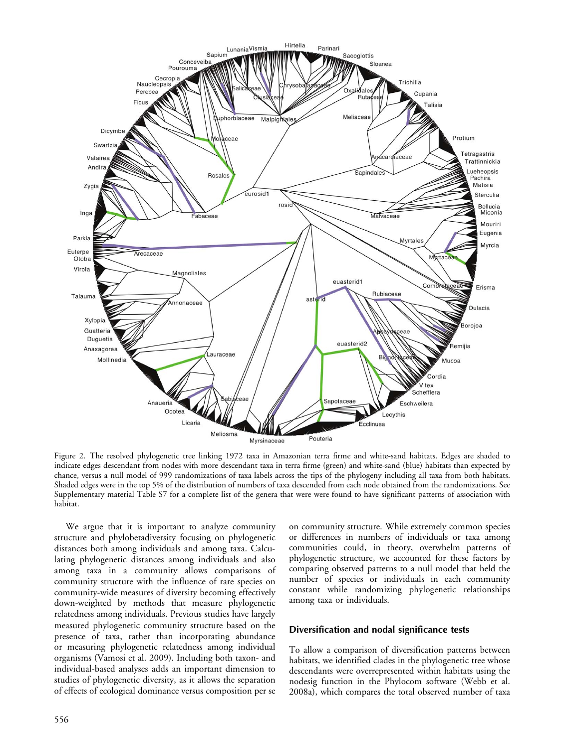Figure 2. The resolved phylogenetic tree linking 1972 taxa in Amazonian terra firme and white-sand habitats. Edges are shaded to indicate edges descendant from nodes with more descendant taxa in terra firme (green) and white-sand (blue) habitats than expected by chance, versus a null model of 999 randomizations of taxa labels across the tips of the phylogeny including all taxa from both habitats. Shaded edges were in the top 5% of the distribution of numbers of taxa descended from each node obtained from the randomizations. See Supplementary material Table S7 for a complete list of the genera that were were found to have significant patterns of association with habitat.

We argue that it is important to analyze community structure and phylobetadiversity focusing on phylogenetic distances both among individuals and among taxa. Calculating phylogenetic distances among individuals and also among taxa in a community allows comparisons of community structure with the influence of rare species on community-wide measures of diversity becoming effectively down-weighted by methods that measure phylogenetic relatedness among individuals. Previous studies have largely measured phylogenetic community structure based on the presence of taxa, rather than incorporating abundance or measuring phylogenetic relatedness among individual organisms (Vamosi et al. 2009). Including both taxon- and individual-based analyses adds an important dimension to studies of phylogenetic diversity, as it allows the separation of effects of ecological dominance versus composition per se on community structure. While extremely common species or differences in numbers of individuals or taxa among communities could, in theory, overwhelm patterns of phylogenetic structure, we accounted for these factors by comparing observed patterns to a null model that held the number of species or individuals in each community constant while randomizing phylogenetic relationships among taxa or individuals.

## Diversification and nodal significance tests

To allow a comparison of diversification patterns between habitats, we identified clades in the phylogenetic tree whose descendants were overrepresented within habitats using the nodesig function in the Phylocom software (Webb et al. 2008a), which compares the total observed number of taxa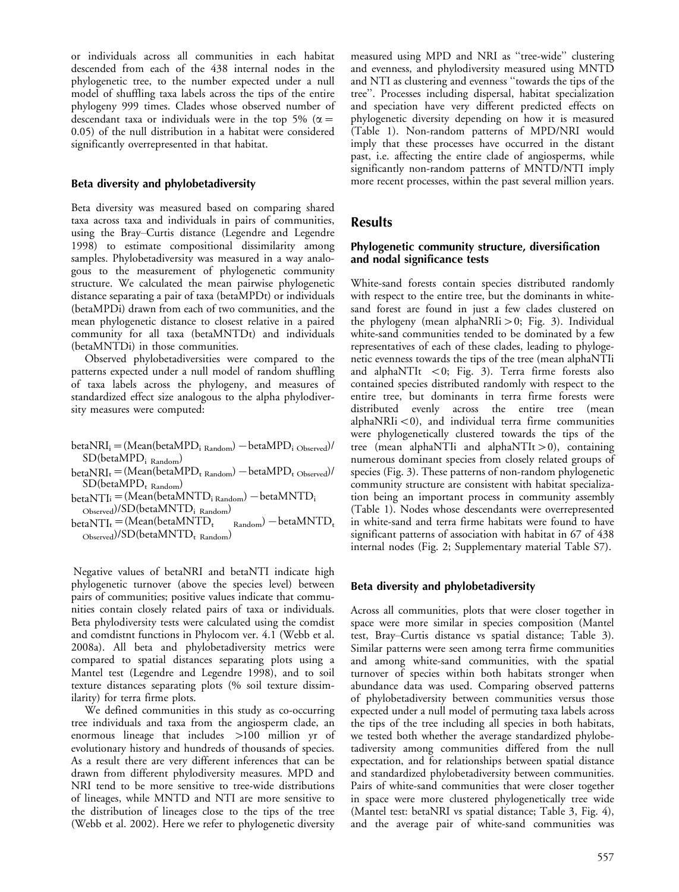or individuals across all communities in each habitat descended from each of the 438 internal nodes in the phylogenetic tree, to the number expected under a null model of shuffling taxa labels across the tips of the entire phylogeny 999 times. Clades whose observed number of descendant taxa or individuals were in the top 5% ($\alpha = 0.05$) of the null distribution in a habitat were considered significantly overrepresented in that habitat.

### Beta diversity and phylobetadiversity

Beta diversity was measured based on comparing shared taxa across taxa and individuals in pairs of communities, using the Bray–Curtis distance (Legendre and Legendre 1998) to estimate compositional dissimilarity among samples. Phylobetadiversity was measured in a way analogous to the measurement of phylogenetic community structure. We calculated the mean pairwise phylogenetic distance separating a pair of taxa (betaMPDt) or individuals (betaMPDi) drawn from each of two communities, and the mean phylogenetic distance to closest relative in a paired community for all taxa (betaMNTDt) and individuals (betaMNTDi) in those communities.

Observed phylobetadiversities were compared to the patterns expected under a null model of random shuffling of taxa labels across the phylogeny, and measures of standardized effect size analogous to the alpha phylodiversity measures were computed:

$$\text{betaNRI}_i = (\text{Mean}(\text{betaMPD}_{i\ \text{Random}}) - \text{betaMPD}_{i\ \text{Observed}})/\text{SD}(\text{betaMPD}_{i\ \text{Random}})$$

$$\text{betaNRI}_t = (\text{Mean}(\text{betaMPD}_{t\ \text{Random}}) - \text{betaMPD}_{t\ \text{Observed}})/\text{SD}(\text{betaMPD}_{t\ \text{Random}})$$

$$\text{betaNTI}_i = (\text{Mean}(\text{betaMNTD}_{i\ \text{Random}}) - \text{betaMNTD}_{i\ \text{Observed}})/\text{SD}(\text{betaMNTD}_{i\ \text{Random}})$$

$$\text{betaNTI}_t = (\text{Mean}(\text{betaMNTD}_{t\ \text{Random}}) - \text{betaMNTD}_{t\ \text{Observed}})/\text{SD}(\text{betaMNTD}_{t\ \text{Random}})$$

Negative values of betaNRI and betaNTI indicate high phylogenetic turnover (above the species level) between pairs of communities; positive values indicate that communities contain closely related pairs of taxa or individuals. Beta phylodiversity tests were calculated using the comdist and comdistnt functions in Phylocom ver. 4.1 (Webb et al. 2008a). All beta and phylobetadiversity metrics were compared to spatial distances separating plots using a Mantel test (Legendre and Legendre 1998), and to soil texture distances separating plots (% soil texture dissimilarity) for terra firme plots.

We defined communities in this study as co-occurring tree individuals and taxa from the angiosperm clade, an enormous lineage that includes >100 million yr of evolutionary history and hundreds of thousands of species. As a result there are very different inferences that can be drawn from different phylodiversity measures. MPD and NRI tend to be more sensitive to tree-wide distributions of lineages, while MNTD and NTI are more sensitive to the distribution of lineages close to the tips of the tree (Webb et al. 2002). Here we refer to phylogenetic diversity measured using MPD and NRI as "tree-wide" clustering and evenness, and phylodiversity measured using MNTD and NTI as clustering and evenness "towards the tips of the tree". Processes including dispersal, habitat specialization and speciation have very different predicted effects on phylogenetic diversity depending on how it is measured (Table 1). Non-random patterns of MPD/NRI would imply that these processes have occurred in the distant past, i.e. affecting the entire clade of angiosperms, while significantly non-random patterns of MNTD/NTI imply more recent processes, within the past several million years.

## Results

### Phylogenetic community structure, diversification and nodal significance tests

White-sand forests contain species distributed randomly with respect to the entire tree, but the dominants in white-sand forest are found in just a few clades clustered on the phylogeny (mean alphaNRIi > 0; Fig. 3). Individual white-sand communities tended to be dominated by a few representatives of each of these clades, leading to phylogenetic evenness towards the tips of the tree (mean alphaNTIi and alphaNTIt < 0; Fig. 3). Terra firme forests also contained species distributed randomly with respect to the entire tree, but dominants in terra firme forests were distributed evenly across the entire tree (mean alphaNRIi < 0), and individual terra firme communities were phylogenetically clustered towards the tips of the tree (mean alphaNTIi and alphaNTIt > 0), containing numerous dominant species from closely related groups of species (Fig. 3). These patterns of non-random phylogenetic community structure are consistent with habitat specialization being an important process in community assembly (Table 1). Nodes whose descendants were overrepresented in white-sand and terra firme habitats were found to have significant patterns of association with habitat in 67 of 438 internal nodes (Fig. 2; Supplementary material Table S7).

### Beta diversity and phylobetadiversity

Across all communities, plots that were closer together in space were more similar in species composition (Mantel test, Bray–Curtis distance vs spatial distance; Table 3). Similar patterns were seen among terra firme communities and among white-sand communities, with the spatial turnover of species within both habitats stronger when abundance data was used. Comparing observed patterns of phylobetadiversity between communities versus those expected under a null model of permuting taxa labels across the tips of the tree including all species in both habitats, we tested both whether the average standardized phylobetadiversity among communities differed from the null expectation, and for relationships between spatial distance and standardized phylobetadiversity between communities. Pairs of white-sand communities that were closer together in space were more clustered phylogenetically tree wide (Mantel test: betaNRI vs spatial distance; Table 3, Fig. 4), and the average pair of white-sand communities was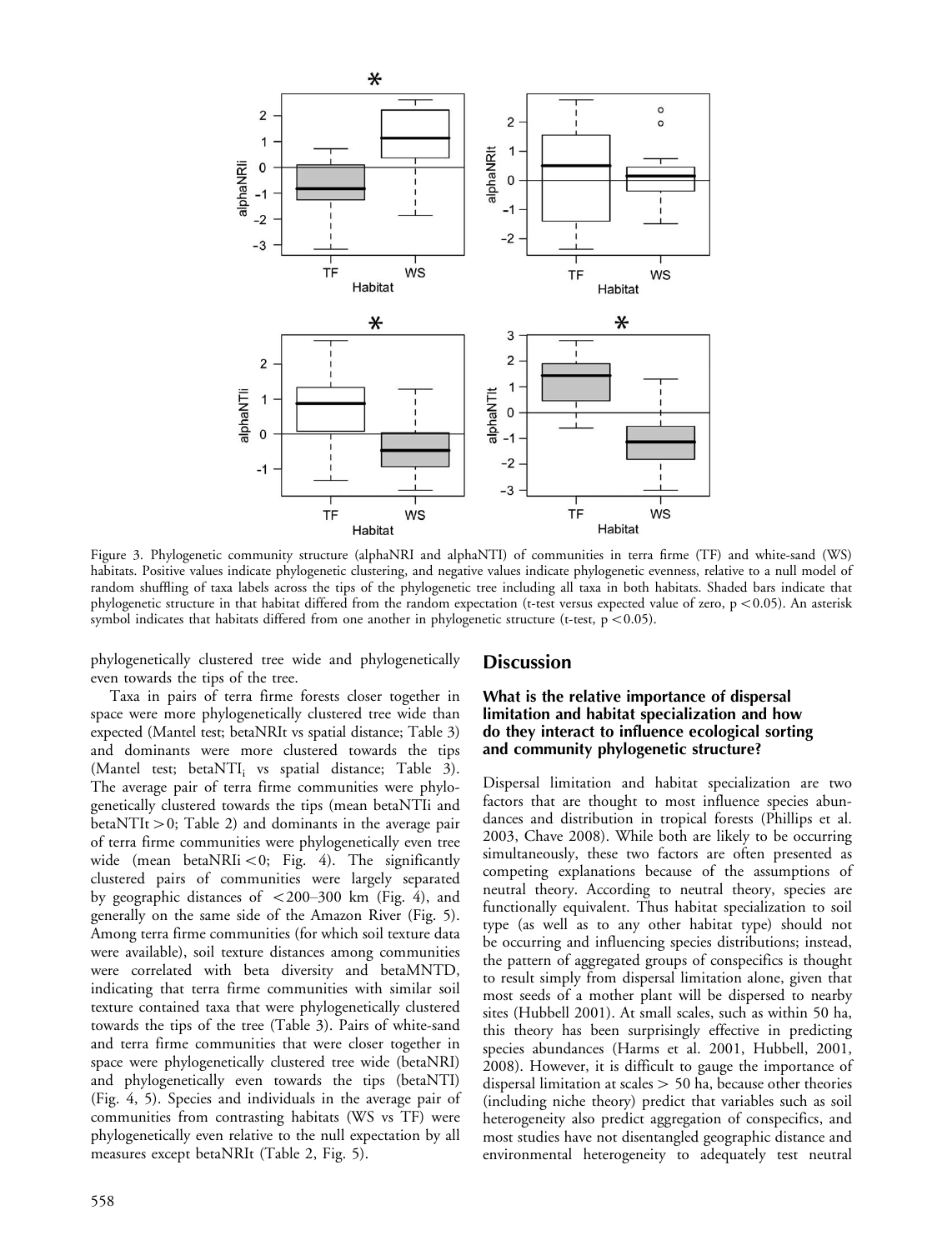Figure 3. Phylogenetic community structure (alphaNRI and alphaNTI) of communities in terra firme (TF) and white-sand (WS) habitats. Positive values indicate phylogenetic clustering, and negative values indicate phylogenetic evenness, relative to a null model of random shuffling of taxa labels across the tips of the phylogenetic tree including all taxa in both habitats. Shaded bars indicate that phylogenetic structure in that habitat differed from the random expectation (t-test versus expected value of zero, $p < 0.05$). An asterisk symbol indicates that habitats differed from one another in phylogenetic structure (t-test, $p < 0.05$).

phylogenetically clustered tree wide and phylogenetically even towards the tips of the tree.

Taxa in pairs of terra firme forests closer together in space were more phylogenetically clustered tree wide than expected (Mantel test; betaNRIt vs spatial distance; Table 3) and dominants were more clustered towards the tips (Mantel test; $betaNTI_i$ vs spatial distance; Table 3). The average pair of terra firme communities were phylogenetically clustered towards the tips (mean betaNTIi and betaNTIt $> 0$; Table 2) and dominants in the average pair of terra firme communities were phylogenetically even tree wide (mean betaNRIi $< 0$; Fig. 4). The significantly clustered pairs of communities were largely separated by geographic distances of $< 200$–$300$ km (Fig. 4), and generally on the same side of the Amazon River (Fig. 5). Among terra firme communities (for which soil texture data were available), soil texture distances among communities were correlated with beta diversity and betaMNTD, indicating that terra firme communities with similar soil texture contained taxa that were phylogenetically clustered towards the tips of the tree (Table 3). Pairs of white-sand and terra firme communities that were closer together in space were phylogenetically clustered tree wide (betaNRI) and phylogenetically even towards the tips (betaNTI) (Fig. 4, 5). Species and individuals in the average pair of communities from contrasting habitats (WS vs TF) were phylogenetically even relative to the null expectation by all measures except betaNRIt (Table 2, Fig. 5).

## Discussion

### What is the relative importance of dispersal limitation and habitat specialization and how do they interact to influence ecological sorting and community phylogenetic structure?

Dispersal limitation and habitat specialization are two factors that are thought to most influence species abundances and distribution in tropical forests (Phillips et al. 2003, Chave 2008). While both are likely to be occurring simultaneously, these two factors are often presented as competing explanations because of the assumptions of neutral theory. According to neutral theory, species are functionally equivalent. Thus habitat specialization to soil type (as well as to any other habitat type) should not be occurring and influencing species distributions; instead, the pattern of aggregated groups of conspecifics is thought to result simply from dispersal limitation alone, given that most seeds of a mother plant will be dispersed to nearby sites (Hubbell 2001). At small scales, such as within 50 ha, this theory has been surprisingly effective in predicting species abundances (Harms et al. 2001, Hubbell, 2001, 2008). However, it is difficult to gauge the importance of dispersal limitation at scales $> 50$ ha, because other theories (including niche theory) predict that variables such as soil heterogeneity also predict aggregation of conspecifics, and most studies have not disentangled geographic distance and environmental heterogeneity to adequately test neutral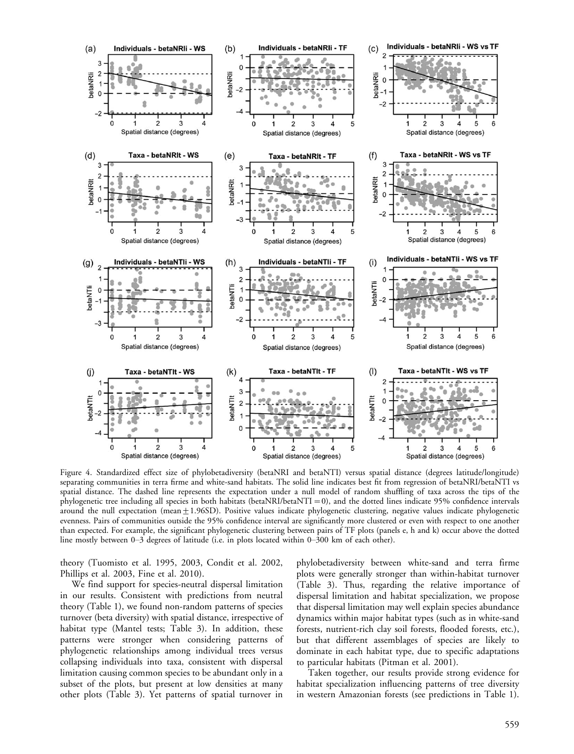Figure 4. Standardized effect size of phylobetadiversity (betaNRI and betaNTI) versus spatial distance (degrees latitude/longitude) separating communities in terra firme and white-sand habitats. The solid line indicates best fit from regression of betaNRI/betaNTI vs spatial distance. The dashed line represents the expectation under a null model of random shuffling of taxa across the tips of the phylogenetic tree including all species in both habitats (betaNRI/betaNTI = 0), and the dotted lines indicate 95% confidence intervals around the null expectation (mean ± 1.96SD). Positive values indicate phylogenetic clustering, negative values indicate phylogenetic evenness. Pairs of communities outside the 95% confidence interval are significantly more clustered or even with respect to one another than expected. For example, the significant phylogenetic clustering between pairs of TF plots (panels e, h and k) occur above the dotted line mostly between 0–3 degrees of latitude (i.e. in plots located within 0–300 km of each other).

theory (Tuomisto et al. 1995, 2003, Condit et al. 2002, Phillips et al. 2003, Fine et al. 2010).

We find support for species-neutral dispersal limitation in our results. Consistent with predictions from neutral theory (Table 1), we found non-random patterns of species turnover (beta diversity) with spatial distance, irrespective of habitat type (Mantel tests; Table 3). In addition, these patterns were stronger when considering patterns of phylogenetic relationships among individual trees versus collapsing individuals into taxa, consistent with dispersal limitation causing common species to be abundant only in a subset of the plots, but present at low densities at many other plots (Table 3). Yet patterns of spatial turnover in phylobetadiversity between white-sand and terra firme plots were generally stronger than within-habitat turnover (Table 3). Thus, regarding the relative importance of dispersal limitation and habitat specialization, we propose that dispersal limitation may well explain species abundance dynamics within major habitat types (such as in white-sand forests, nutrient-rich clay soil forests, flooded forests, etc.), but that different assemblages of species are likely to dominate in each habitat type, due to specific adaptations to particular habitats (Pitman et al. 2001).

Taken together, our results provide strong evidence for habitat specialization influencing patterns of tree diversity in western Amazonian forests (see predictions in Table 1).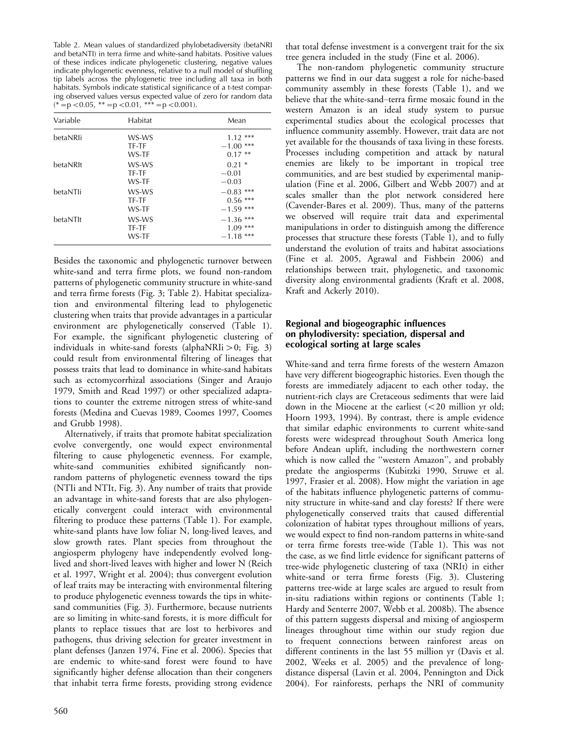Table 2. Mean values of standardized phylobetadiversity (betaNRI and betaNTI) in terra firme and white-sand habitats. Positive values of these indices indicate phylogenetic clustering, negative values indicate phylogenetic evenness, relative to a null model of shuffling tip labels across the phylogenetic tree including all taxa in both habitats. Symbols indicate statistical significance of a t-test comparing observed values versus expected value of zero for random data (* = p < 0.05, ** = p < 0.01, *** = p < 0.001).

| Variable | Habitat | Mean |
|---|---|---|
| betaNRIi | WS-WS | 1.12 *** |
| | TF-TF | −1.00 *** |
| | WS-TF | 0.17 ** |
| betaNRIt | WS-WS | 0.21 * |
| | TF-TF | −0.01 |
| | WS-TF | −0.03 |
| betaNTIi | WS-WS | −0.83 *** |
| | TF-TF | 0.56 *** |
| | WS-TF | −1.59 *** |
| betaNTIt | WS-WS | −1.36 *** |
| | TF-TF | 1.09 *** |
| | WS-TF | −1.18 *** |

Besides the taxonomic and phylogenetic turnover between white-sand and terra firme plots, we found non-random patterns of phylogenetic community structure in white-sand and terra firme forests (Fig. 3; Table 2). Habitat specialization and environmental filtering lead to phylogenetic clustering when traits that provide advantages in a particular environment are phylogenetically conserved (Table 1). For example, the significant phylogenetic clustering of individuals in white-sand forests (alphaNRIi > 0; Fig. 3) could result from environmental filtering of lineages that possess traits that lead to dominance in white-sand habitats such as ectomycorrhizal associations (Singer and Araujo 1979, Smith and Read 1997) or other specialized adaptations to counter the extreme nitrogen stress of white-sand forests (Medina and Cuevas 1989, Coomes 1997, Coomes and Grubb 1998).

Alternatively, if traits that promote habitat specialization evolve convergently, one would expect environmental filtering to cause phylogenetic evenness. For example, white-sand communities exhibited significantly non-random patterns of phylogenetic evenness toward the tips (NTIi and NTIt, Fig. 3). Any number of traits that provide an advantage in white-sand forests that are also phylogenetically convergent could interact with environmental filtering to produce these patterns (Table 1). For example, white-sand plants have low foliar N, long-lived leaves, and slow growth rates. Plant species from throughout the angiosperm phylogeny have independently evolved long-lived and short-lived leaves with higher and lower N (Reich et al. 1997, Wright et al. 2004); thus convergent evolution of leaf traits may be interacting with environmental filtering to produce phylogenetic evenness towards the tips in white-sand communities (Fig. 3). Furthermore, because nutrients are so limiting in white-sand forests, it is more difficult for plants to replace tissues that are lost to herbivores and pathogens, thus driving selection for greater investment in plant defenses (Janzen 1974, Fine et al. 2006). Species that are endemic to white-sand forest were found to have significantly higher defense allocation than their congeners that inhabit terra firme forests, providing strong evidence that total defense investment is a convergent trait for the six tree genera included in the study (Fine et al. 2006).

The non-random phylogenetic community structure patterns we find in our data suggest a role for niche-based community assembly in these forests (Table 1), and we believe that the white-sand–terra firme mosaic found in the western Amazon is an ideal study system to pursue experimental studies about the ecological processes that influence community assembly. However, trait data are not yet available for the thousands of taxa living in these forests. Processes including competition and attack by natural enemies are likely to be important in tropical tree communities, and are best studied by experimental manipulation (Fine et al. 2006, Gilbert and Webb 2007) and at scales smaller than the plot network considered here (Cavender-Bares et al. 2009). Thus, many of the patterns we observed will require trait data and experimental manipulations in order to distinguish among the difference processes that structure these forests (Table 1), and to fully understand the evolution of traits and habitat associations (Fine et al. 2005, Agrawal and Fishbein 2006) and relationships between trait, phylogenetic, and taxonomic diversity along environmental gradients (Kraft et al. 2008, Kraft and Ackerly 2010).

## Regional and biogeographic influences on phylodiversity: speciation, dispersal and ecological sorting at large scales

White-sand and terra firme forests of the western Amazon have very different biogeographic histories. Even though the forests are immediately adjacent to each other today, the nutrient-rich clays are Cretaceous sediments that were laid down in the Miocene at the earliest (<20 million yr old; Hoorn 1993, 1994). By contrast, there is ample evidence that similar edaphic environments to current white-sand forests were widespread throughout South America long before Andean uplift, including the northwestern corner which is now called the ''western Amazon'', and probably predate the angiosperms (Kubitzki 1990, Struwe et al. 1997, Frasier et al. 2008). How might the variation in age of the habitats influence phylogenetic patterns of community structure in white-sand and clay forests? If there were phylogenetically conserved traits that caused differential colonization of habitat types throughout millions of years, we would expect to find non-random patterns in white-sand or terra firme forests tree-wide (Table 1). This was not the case, as we find little evidence for significant patterns of tree-wide phylogenetic clustering of taxa (NRIt) in either white-sand or terra firme forests (Fig. 3). Clustering patterns tree-wide at large scales are argued to result from in-situ radiations within regions or continents (Table 1; Hardy and Senterre 2007, Webb et al. 2008b). The absence of this pattern suggests dispersal and mixing of angiosperm lineages throughout time within our study region due to frequent connections between rainforest areas on different continents in the last 55 million yr (Davis et al. 2002, Weeks et al. 2005) and the prevalence of long-distance dispersal (Lavin et al. 2004, Pennington and Dick 2004). For rainforests, perhaps the NRI of community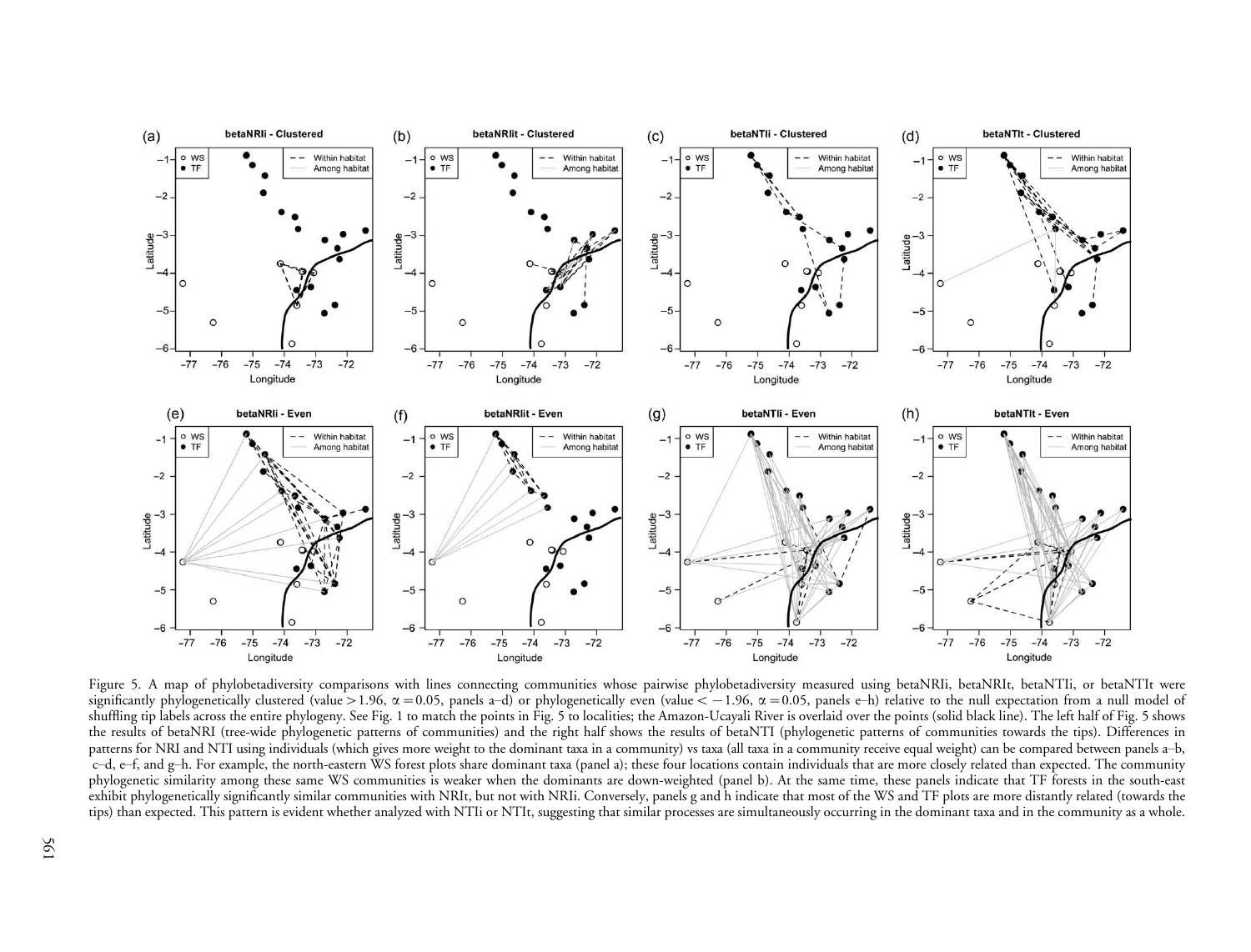Figure 5. A map of phylobetadiversity comparisons with lines connecting communities whose pairwise phylobetadiversity measured using betaNRIi, betaNRIt, betaNTIi, or betaNTIt were significantly phylogenetically clustered (value > 1.96, $\alpha = 0.05$, panels a–d) or phylogenetically even (value < −1.96, $\alpha = 0.05$, panels e–h) relative to the null expectation from a null model of shuffling tip labels across the entire phylogeny. See Fig. 1 to match the points in Fig. 5 to localities; the Amazon-Ucayali River is overlaid over the points (solid black line). The left half of Fig. 5 shows the results of betaNRI (tree-wide phylogenetic patterns of communities) and the right half shows the results of betaNTI (phylogenetic patterns of communities towards the tips). Differences in patterns for NRI and NTI using individuals (which gives more weight to the dominant taxa in a community) vs taxa (all taxa in a community receive equal weight) can be compared between panels a–b, c–d, e–f, and g–h. For example, the north-eastern WS forest plots share dominant taxa (panel a); these four locations contain individuals that are more closely related than expected. The community phylogenetic similarity among these same WS communities is weaker when the dominants are down-weighted (panel b). At the same time, these panels indicate that TF forests in the south-east exhibit phylogenetically significantly similar communities with NRIt, but not with NRIi. Conversely, panels g and h indicate that most of the WS and TF plots are more distantly related (towards the tips) than expected. This pattern is evident whether analyzed with NTIi or NTIt, suggesting that similar processes are simultaneously occurring in the dominant taxa and in the community as a whole.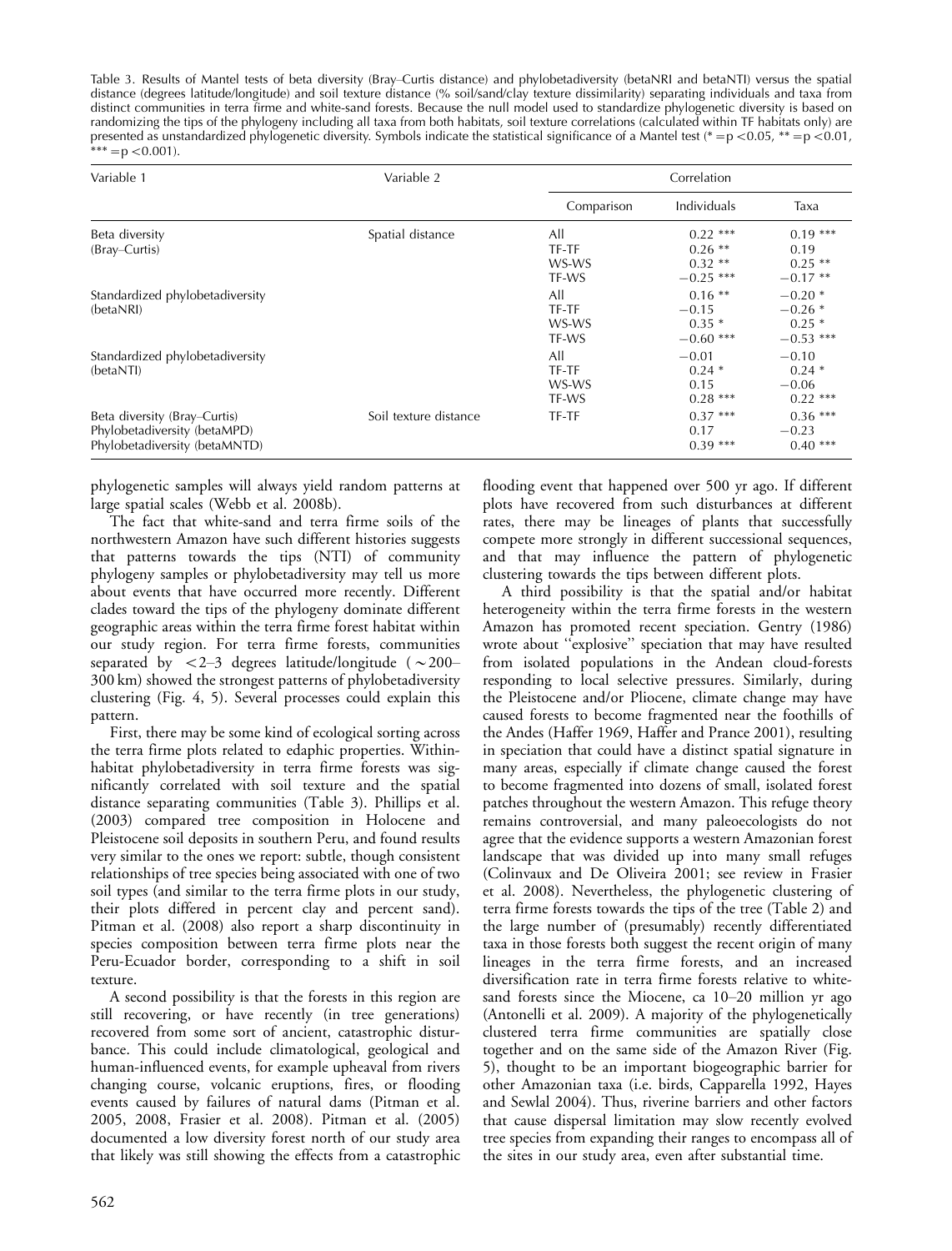Table 3. Results of Mantel tests of beta diversity (Bray–Curtis distance) and phylobetadiversity (betaNRI and betaNTI) versus the spatial distance (degrees latitude/longitude) and soil texture distance (% soil/sand/clay texture dissimilarity) separating individuals and taxa from distinct communities in terra firme and white-sand forests. Because the null model used to standardize phylogenetic diversity is based on randomizing the tips of the phylogeny including all taxa from both habitats, soil texture correlations (calculated within TF habitats only) are presented as unstandardized phylogenetic diversity. Symbols indicate the statistical significance of a Mantel test (* = p < 0.05, ** = p < 0.01, *** = p < 0.001).

| Variable 1 | Variable 2 | Correlation | | |
|---|---|---|---|---|
| | | Comparison | Individuals | Taxa |
| Beta diversity (Bray–Curtis) | Spatial distance | All | 0.22 *** | 0.19 *** |
| | | TF-TF | 0.26 ** | 0.19 |
| | | WS-WS | 0.32 ** | 0.25 ** |
| | | TF-WS | −0.25 *** | −0.17 ** |
| Standardized phylobetadiversity (betaNRI) | | All | 0.16 ** | −0.20 * |
| | | TF-TF | −0.15 | −0.26 * |
| | | WS-WS | 0.35 * | 0.25 * |
| | | TF-WS | −0.60 *** | −0.53 *** |
| Standardized phylobetadiversity (betaNTI) | | All | −0.01 | −0.10 |
| | | TF-TF | 0.24 * | 0.24 * |
| | | WS-WS | 0.15 | −0.06 |
| | | TF-WS | 0.28 *** | 0.22 *** |
| Beta diversity (Bray–Curtis) | Soil texture distance | TF-TF | 0.37 *** | 0.36 *** |
| Phylobetadiversity (betaMPD) | | | 0.17 | −0.23 |
| Phylobetadiversity (betaMNTD) | | | 0.39 *** | 0.40 *** |

phylogenetic samples will always yield random patterns at large spatial scales (Webb et al. 2008b).

The fact that white-sand and terra firme soils of the northwestern Amazon have such different histories suggests that patterns towards the tips (NTI) of community phylogeny samples or phylobetadiversity may tell us more about events that have occurred more recently. Different clades toward the tips of the phylogeny dominate different geographic areas within the terra firme forest habitat within our study region. For terra firme forests, communities separated by <2–3 degrees latitude/longitude (~200–300 km) showed the strongest patterns of phylobetadiversity clustering (Fig. 4, 5). Several processes could explain this pattern.

First, there may be some kind of ecological sorting across the terra firme plots related to edaphic properties. Within-habitat phylobetadiversity in terra firme forests was significantly correlated with soil texture and the spatial distance separating communities (Table 3). Phillips et al. (2003) compared tree composition in Holocene and Pleistocene soil deposits in southern Peru, and found results very similar to the ones we report: subtle, though consistent relationships of tree species being associated with one of two soil types (and similar to the terra firme plots in our study, their plots differed in percent clay and percent sand). Pitman et al. (2008) also report a sharp discontinuity in species composition between terra firme plots near the Peru-Ecuador border, corresponding to a shift in soil texture.

A second possibility is that the forests in this region are still recovering, or have recently (in tree generations) recovered from some sort of ancient, catastrophic disturbance. This could include climatological, geological and human-influenced events, for example upheaval from rivers changing course, volcanic eruptions, fires, or flooding events caused by failures of natural dams (Pitman et al. 2005, 2008, Frasier et al. 2008). Pitman et al. (2005) documented a low diversity forest north of our study area that likely was still showing the effects from a catastrophic flooding event that happened over 500 yr ago. If different plots have recovered from such disturbances at different rates, there may be lineages of plants that successfully compete more strongly in different successional sequences, and that may influence the pattern of phylogenetic clustering towards the tips between different plots.

A third possibility is that the spatial and/or habitat heterogeneity within the terra firme forests in the western Amazon has promoted recent speciation. Gentry (1986) wrote about ''explosive'' speciation that may have resulted from isolated populations in the Andean cloud-forests responding to local selective pressures. Similarly, during the Pleistocene and/or Pliocene, climate change may have caused forests to become fragmented near the foothills of the Andes (Haffer 1969, Haffer and Prance 2001), resulting in speciation that could have a distinct spatial signature in many areas, especially if climate change caused the forest to become fragmented into dozens of small, isolated forest patches throughout the western Amazon. This refuge theory remains controversial, and many paleoecologists do not agree that the evidence supports a western Amazonian forest landscape that was divided up into many small refuges (Colinvaux and De Oliveira 2001; see review in Frasier et al. 2008). Nevertheless, the phylogenetic clustering of terra firme forests towards the tips of the tree (Table 2) and the large number of (presumably) recently differentiated taxa in those forests both suggest the recent origin of many lineages in the terra firme forests, and an increased diversification rate in terra firme forests relative to white-sand forests since the Miocene, ca 10–20 million yr ago (Antonelli et al. 2009). A majority of the phylogenetically clustered terra firme communities are spatially close together and on the same side of the Amazon River (Fig. 5), thought to be an important biogeographic barrier for other Amazonian taxa (i.e. birds, Capparella 1992, Hayes and Sewlal 2004). Thus, riverine barriers and other factors that cause dispersal limitation may slow recently evolved tree species from expanding their ranges to encompass all of the sites in our study area, even after substantial time.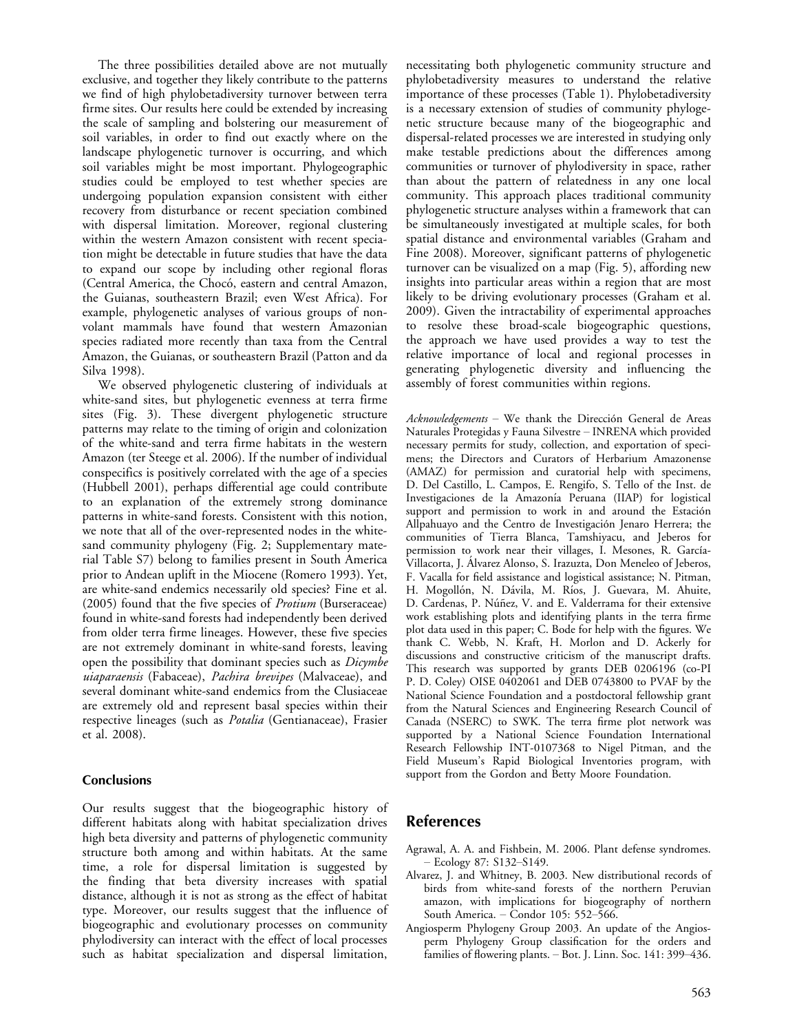The three possibilities detailed above are not mutually exclusive, and together they likely contribute to the patterns we find of high phylobetadiversity turnover between terra firme sites. Our results here could be extended by increasing the scale of sampling and bolstering our measurement of soil variables, in order to find out exactly where on the landscape phylogenetic turnover is occurring, and which soil variables might be most important. Phylogeographic studies could be employed to test whether species are undergoing population expansion consistent with either recovery from disturbance or recent speciation combined with dispersal limitation. Moreover, regional clustering within the western Amazon consistent with recent speciation might be detectable in future studies that have the data to expand our scope by including other regional floras (Central America, the Chocó, eastern and central Amazon, the Guianas, southeastern Brazil; even West Africa). For example, phylogenetic analyses of various groups of non-volant mammals have found that western Amazonian species radiated more recently than taxa from the Central Amazon, the Guianas, or southeastern Brazil (Patton and da Silva 1998).

We observed phylogenetic clustering of individuals at white-sand sites, but phylogenetic evenness at terra firme sites (Fig. 3). These divergent phylogenetic structure patterns may relate to the timing of origin and colonization of the white-sand and terra firme habitats in the western Amazon (ter Steege et al. 2006). If the number of individual conspecifics is positively correlated with the age of a species (Hubbell 2001), perhaps differential age could contribute to an explanation of the extremely strong dominance patterns in white-sand forests. Consistent with this notion, we note that all of the over-represented nodes in the white-sand community phylogeny (Fig. 2; Supplementary material Table S7) belong to families present in South America prior to Andean uplift in the Miocene (Romero 1993). Yet, are white-sand endemics necessarily old species? Fine et al. (2005) found that the five species of *Protium* (Burseraceae) found in white-sand forests had independently been derived from older terra firme lineages. However, these five species are not extremely dominant in white-sand forests, leaving open the possibility that dominant species such as *Dicymbe uiaparaensis* (Fabaceae), *Pachira brevipes* (Malvaceae), and several dominant white-sand endemics from the Clusiaceae are extremely old and represent basal species within their respective lineages (such as *Potalia* (Gentianaceae), Frasier et al. 2008).

## Conclusions

Our results suggest that the biogeographic history of different habitats along with habitat specialization drives high beta diversity and patterns of phylogenetic community structure both among and within habitats. At the same time, a role for dispersal limitation is suggested by the finding that beta diversity increases with spatial distance, although it is not as strong as the effect of habitat type. Moreover, our results suggest that the influence of biogeographic and evolutionary processes on community phylodiversity can interact with the effect of local processes such as habitat specialization and dispersal limitation, necessitating both phylogenetic community structure and phylobetadiversity measures to understand the relative importance of these processes (Table 1). Phylobetadiversity is a necessary extension of studies of community phylogenetic structure because many of the biogeographic and dispersal-related processes we are interested in studying only make testable predictions about the differences among communities or turnover of phylodiversity in space, rather than about the pattern of relatedness in any one local community. This approach places traditional community phylogenetic structure analyses within a framework that can be simultaneously investigated at multiple scales, for both spatial distance and environmental variables (Graham and Fine 2008). Moreover, significant patterns of phylogenetic turnover can be visualized on a map (Fig. 5), affording new insights into particular areas within a region that are most likely to be driving evolutionary processes (Graham et al. 2009). Given the intractability of experimental approaches to resolve these broad-scale biogeographic questions, the approach we have used provides a way to test the relative importance of local and regional processes in generating phylogenetic diversity and influencing the assembly of forest communities within regions.

*Acknowledgements* – We thank the Dirección General de Areas Naturales Protegidas y Fauna Silvestre – INRENA which provided necessary permits for study, collection, and exportation of specimens; the Directors and Curators of Herbarium Amazonense (AMAZ) for permission and curatorial help with specimens, D. Del Castillo, L. Campos, E. Rengifo, S. Tello of the Inst. de Investigaciones de la Amazonía Peruana (IIAP) for logistical support and permission to work in and around the Estación Allpahuayo and the Centro de Investigación Jenaro Herrera; the communities of Tierra Blanca, Tamshiyacu, and Jeberos for permission to work near their villages, I. Mesones, R. García-Villacorta, J. Álvarez Alonso, S. Irazuzta, Don Meneleo of Jeberos, F. Vacalla for field assistance and logistical assistance; N. Pitman, H. Mogollón, N. Dávila, M. Ríos, J. Guevara, M. Ahuite, D. Cardenas, P. Núñez, V. and E. Valderrama for their extensive work establishing plots and identifying plants in the terra firme plot data used in this paper; C. Bode for help with the figures. We thank C. Webb, N. Kraft, H. Morlon and D. Ackerly for discussions and constructive criticism of the manuscript drafts. This research was supported by grants DEB 0206196 (co-PI P. D. Coley) OISE 0402061 and DEB 0743800 to PVAF by the National Science Foundation and a postdoctoral fellowship grant from the Natural Sciences and Engineering Research Council of Canada (NSERC) to SWK. The terra firme plot network was supported by a National Science Foundation International Research Fellowship INT-0107368 to Nigel Pitman, and the Field Museum's Rapid Biological Inventories program, with support from the Gordon and Betty Moore Foundation.

# References

Agrawal, A. A. and Fishbein, M. 2006. Plant defense syndromes. – Ecology 87: S132–S149.

Alvarez, J. and Whitney, B. 2003. New distributional records of birds from white-sand forests of the northern Peruvian amazon, with implications for biogeography of northern South America. – Condor 105: 552–566.

Angiosperm Phylogeny Group 2003. An update of the Angiosperm Phylogeny Group classification for the orders and families of flowering plants. – Bot. J. Linn. Soc. 141: 399–436.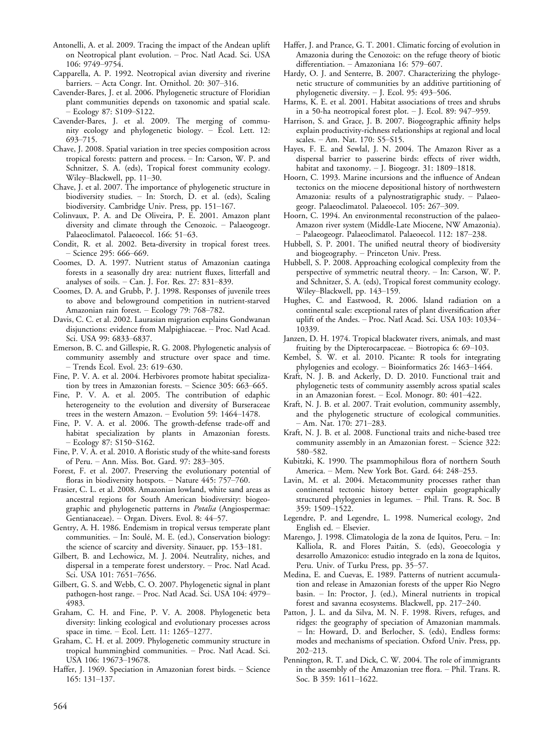Antonelli, A. et al. 2009. Tracing the impact of the Andean uplift on Neotropical plant evolution. – Proc. Natl Acad. Sci. USA 106: 9749–9754.

Capparella, A. P. 1992. Neotropical avian diversity and riverine barriers. – Acta Congr. Int. Ornithol. 20: 307–316.

Cavender-Bares, J. et al. 2006. Phylogenetic structure of Floridian plant communities depends on taxonomic and spatial scale. – Ecology 87: S109–S122.

Cavender-Bares, J. et al. 2009. The merging of community ecology and phylogenetic biology. – Ecol. Lett. 12: 693–715.

Chave, J. 2008. Spatial variation in tree species composition across tropical forests: pattern and process. – In: Carson, W. P. and Schnitzer, S. A. (eds), Tropical forest community ecology. Wiley–Blackwell, pp. 11–30.

Chave, J. et al. 2007. The importance of phylogenetic structure in biodiversity studies. – In: Storch, D. et al. (eds), Scaling biodiversity. Cambridge Univ. Press, pp. 151–167.

Colinvaux, P. A. and De Oliveira, P. E. 2001. Amazon plant diversity and climate through the Cenozoic. – Palaeogeogr. Palaeoclimatol. Palaeoecol. 166: 51–63.

Condit, R. et al. 2002. Beta-diversity in tropical forest trees. – Science 295: 666–669.

Coomes, D. A. 1997. Nutrient status of Amazonian caatinga forests in a seasonally dry area: nutrient fluxes, litterfall and analyses of soils. – Can. J. For. Res. 27: 831–839.

Coomes, D. A. and Grubb, P. J. 1998. Responses of juvenile trees to above and belowground competition in nutrient-starved Amazonian rain forest. – Ecology 79: 768–782.

Davis, C. C. et al. 2002. Laurasian migration explains Gondwanan disjunctions: evidence from Malpighiaceae. – Proc. Natl Acad. Sci. USA 99: 6833–6837.

Emerson, B. C. and Gillespie, R. G. 2008. Phylogenetic analysis of community assembly and structure over space and time. – Trends Ecol. Evol. 23: 619–630.

Fine, P. V. A. et al. 2004. Herbivores promote habitat specialization by trees in Amazonian forests. – Science 305: 663–665.

Fine, P. V. A. et al. 2005. The contribution of edaphic heterogeneity to the evolution and diversity of Burseraceae trees in the western Amazon. – Evolution 59: 1464–1478.

Fine, P. V. A. et al. 2006. The growth-defense trade-off and habitat specialization by plants in Amazonian forests. – Ecology 87: S150–S162.

Fine, P. V. A. et al. 2010. A floristic study of the white-sand forests of Peru. – Ann. Miss. Bot. Gard. 97: 283–305.

Forest, F. et al. 2007. Preserving the evolutionary potential of floras in biodiversity hotspots. – Nature 445: 757–760.

Frasier, C. L. et al. 2008. Amazonian lowland, white sand areas as ancestral regions for South American biodiversity: biogeographic and phylogenetic patterns in *Potalia* (Angiospermae: Gentianaceae). – Organ. Divers. Evol. 8: 44–57.

Gentry, A. H. 1986. Endemism in tropical versus temperate plant communities. – In: Soulé, M. E. (ed.), Conservation biology: the science of scarcity and diversity. Sinauer, pp. 153–181.

Gilbert, B. and Lechowicz, M. J. 2004. Neutrality, niches, and dispersal in a temperate forest understory. – Proc. Natl Acad. Sci. USA 101: 7651–7656.

Gilbert, G. S. and Webb, C. O. 2007. Phylogenetic signal in plant pathogen-host range. – Proc. Natl Acad. Sci. USA 104: 4979–4983.

Graham, C. H. and Fine, P. V. A. 2008. Phylogenetic beta diversity: linking ecological and evolutionary processes across space in time. – Ecol. Lett. 11: 1265–1277.

Graham, C. H. et al. 2009. Phylogenetic community structure in tropical hummingbird communities. – Proc. Natl Acad. Sci. USA 106: 19673–19678.

Haffer, J. 1969. Speciation in Amazonian forest birds. – Science 165: 131–137.

Haffer, J. and Prance, G. T. 2001. Climatic forcing of evolution in Amazonia during the Cenozoic: on the refuge theory of biotic differentiation. – Amazoniana 16: 579–607.

Hardy, O. J. and Senterre, B. 2007. Characterizing the phylogenetic structure of communities by an additive partitioning of phylogenetic diversity. – J. Ecol. 95: 493–506.

Harms, K. E. et al. 2001. Habitat associations of trees and shrubs in a 50-ha neotropical forest plot. – J. Ecol. 89: 947–959.

Harrison, S. and Grace, J. B. 2007. Biogeographic affinity helps explain productivity-richness relationships at regional and local scales. – Am. Nat. 170: S5–S15.

Hayes, F. E. and Sewlal, J. N. 2004. The Amazon River as a dispersal barrier to passerine birds: effects of river width, habitat and taxonomy. – J. Biogeogr. 31: 1809–1818.

Hoorn, C. 1993. Marine incursions and the influence of Andean tectonics on the miocene depositional history of northwestern Amazonia: results of a palynostratigraphic study. – Palaeogeogr. Palaeoclimatol. Palaeoecol. 105: 267–309.

Hoorn, C. 1994. An environmental reconstruction of the palaeo-Amazon river system (Middle-Late Miocene, NW Amazonia). – Palaeogeogr. Palaeoclimatol. Palaeoecol. 112: 187–238.

Hubbell, S. P. 2001. The unified neutral theory of biodiversity and biogeography. – Princeton Univ. Press.

Hubbell, S. P. 2008. Approaching ecological complexity from the perspective of symmetric neutral theory. – In: Carson, W. P. and Schnitzer, S. A. (eds), Tropical forest community ecology. Wiley–Blackwell, pp. 143–159.

Hughes, C. and Eastwood, R. 2006. Island radiation on a continental scale: exceptional rates of plant diversification after uplift of the Andes. – Proc. Natl Acad. Sci. USA 103: 10334–10339.

Janzen, D. H. 1974. Tropical blackwater rivers, animals, and mast fruiting by the Dipterocarpaceae. – Biotropica 6: 69–103.

Kembel, S. W. et al. 2010. Picante: R tools for integrating phylogenies and ecology. – Bioinformatics 26: 1463–1464.

Kraft, N. J. B. and Ackerly, D. D. 2010. Functional trait and phylogenetic tests of community assembly across spatial scales in an Amazonian forest. – Ecol. Monogr. 80: 401–422.

Kraft, N. J. B. et al. 2007. Trait evolution, community assembly, and the phylogenetic structure of ecological communities. – Am. Nat. 170: 271–283.

Kraft, N. J. B. et al. 2008. Functional traits and niche-based tree community assembly in an Amazonian forest. – Science 322: 580–582.

Kubitzki, K. 1990. The psammophilous flora of northern South America. – Mem. New York Bot. Gard. 64: 248–253.

Lavin, M. et al. 2004. Metacommunity processes rather than continental tectonic history better explain geographically structured phylogenies in legumes. – Phil. Trans. R. Soc. B 359: 1509–1522.

Legendre, P. and Legendre, L. 1998. Numerical ecology, 2nd English ed. – Elsevier.

Marengo, J. 1998. Climatologia de la zona de Iquitos, Peru. – In: Kalliola, R. and Flores Paitán, S. (eds), Geoecologia y desarrollo Amazonico: estudio integrado en la zona de Iquitos, Peru. Univ. of Turku Press, pp. 35–57.

Medina, E. and Cuevas, E. 1989. Patterns of nutrient accumulation and release in Amazonian forests of the upper Rio Negro basin. – In: Proctor, J. (ed.), Mineral nutrients in tropical forest and savanna ecosystems. Blackwell, pp. 217–240.

Patton, J. L. and da Silva, M. N. F. 1998. Rivers, refuges, and ridges: the geography of speciation of Amazonian mammals. – In: Howard, D. and Berlocher, S. (eds), Endless forms: modes and mechanisms of speciation. Oxford Univ. Press, pp. 202–213.

Pennington, R. T. and Dick, C. W. 2004. The role of immigrants in the assembly of the Amazonian tree flora. – Phil. Trans. R. Soc. B 359: 1611–1622.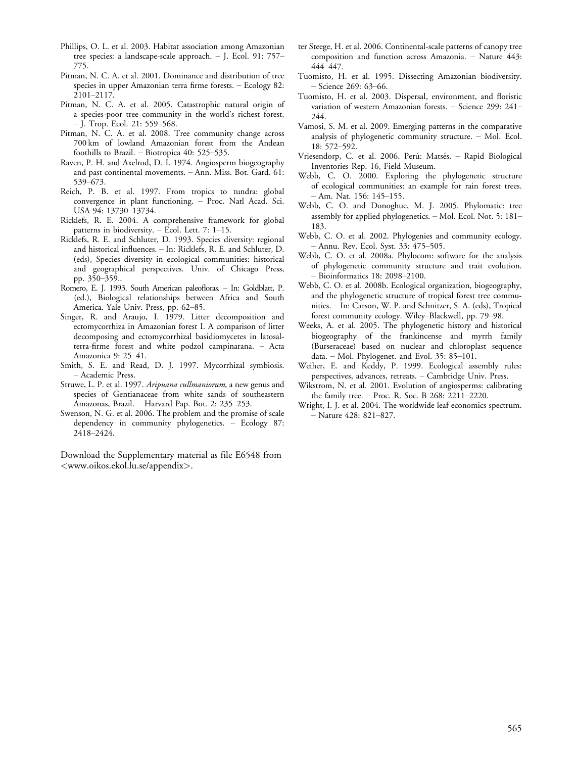Phillips, O. L. et al. 2003. Habitat association among Amazonian tree species: a landscape-scale approach. – J. Ecol. 91: 757–775.

Pitman, N. C. A. et al. 2001. Dominance and distribution of tree species in upper Amazonian terra firme forests. – Ecology 82: 2101–2117.

Pitman, N. C. A. et al. 2005. Catastrophic natural origin of a species-poor tree community in the world's richest forest. – J. Trop. Ecol. 21: 559–568.

Pitman, N. C. A. et al. 2008. Tree community change across 700 km of lowland Amazonian forest from the Andean foothills to Brazil. – Biotropica 40: 525–535.

Raven, P. H. and Axelrod, D. I. 1974. Angiosperm biogeography and past continental movements. – Ann. Miss. Bot. Gard. 61: 539–673.

Reich, P. B. et al. 1997. From tropics to tundra: global convergence in plant functioning. – Proc. Natl Acad. Sci. USA 94: 13730–13734.

Ricklefs, R. E. 2004. A comprehensive framework for global patterns in biodiversity. – Ecol. Lett. 7: 1–15.

Ricklefs, R. E. and Schluter, D. 1993. Species diversity: regional and historical influences. – In: Ricklefs, R. E. and Schluter, D. (eds), Species diversity in ecological communities: historical and geographical perspectives. Univ. of Chicago Press, pp. 350–359..

Romero, E. J. 1993. South American paleofloras. – In: Goldblatt, P. (ed.), Biological relationships between Africa and South America. Yale Univ. Press, pp. 62–85.

Singer, R. and Araujo, I. 1979. Litter decomposition and ectomycorrhiza in Amazonian forest I. A comparison of litter decomposing and ectomycorrhizal basidiomycetes in latosal-terra-firme forest and white podzol campinarana. – Acta Amazonica 9: 25–41.

Smith, S. E. and Read, D. J. 1997. Mycorrhizal symbiosis. – Academic Press.

Struwe, L. P. et al. 1997. *Aripuana cullmaniorum*, a new genus and species of Gentianaceae from white sands of southeastern Amazonas, Brazil. – Harvard Pap. Bot. 2: 235–253.

Swenson, N. G. et al. 2006. The problem and the promise of scale dependency in community phylogenetics. – Ecology 87: 2418–2424.

ter Steege, H. et al. 2006. Continental-scale patterns of canopy tree composition and function across Amazonia. – Nature 443: 444–447.

Tuomisto, H. et al. 1995. Dissecting Amazonian biodiversity. – Science 269: 63–66.

Tuomisto, H. et al. 2003. Dispersal, environment, and floristic variation of western Amazonian forests. – Science 299: 241–244.

Vamosi, S. M. et al. 2009. Emerging patterns in the comparative analysis of phylogenetic community structure. – Mol. Ecol. 18: 572–592.

Vriesendorp, C. et al. 2006. Perú: Matsés. – Rapid Biological Inventories Rep. 16, Field Museum.

Webb, C. O. 2000. Exploring the phylogenetic structure of ecological communities: an example for rain forest trees. – Am. Nat. 156: 145–155.

Webb, C. O. and Donoghue, M. J. 2005. Phylomatic: tree assembly for applied phylogenetics. – Mol. Ecol. Not. 5: 181–183.

Webb, C. O. et al. 2002. Phylogenies and community ecology. – Annu. Rev. Ecol. Syst. 33: 475–505.

Webb, C. O. et al. 2008a. Phylocom: software for the analysis of phylogenetic community structure and trait evolution. – Bioinformatics 18: 2098–2100.

Webb, C. O. et al. 2008b. Ecological organization, biogeography, and the phylogenetic structure of tropical forest tree communities. – In: Carson, W. P. and Schnitzer, S. A. (eds), Tropical forest community ecology. Wiley–Blackwell, pp. 79–98.

Weeks, A. et al. 2005. The phylogenetic history and historical biogeography of the frankincense and myrrh family (Burseraceae) based on nuclear and chloroplast sequence data. – Mol. Phylogenet. and Evol. 35: 85–101.

Weiher, E. and Keddy, P. 1999. Ecological assembly rules: perspectives, advances, retreats. – Cambridge Univ. Press.

Wikstrom, N. et al. 2001. Evolution of angiosperms: calibrating the family tree. – Proc. R. Soc. B 268: 2211–2220.

Wright, I. J. et al. 2004. The worldwide leaf economics spectrum. – Nature 428: 821–827.

Download the Supplementary material as file E6548 from <www.oikos.ekol.lu.se/appendix>.